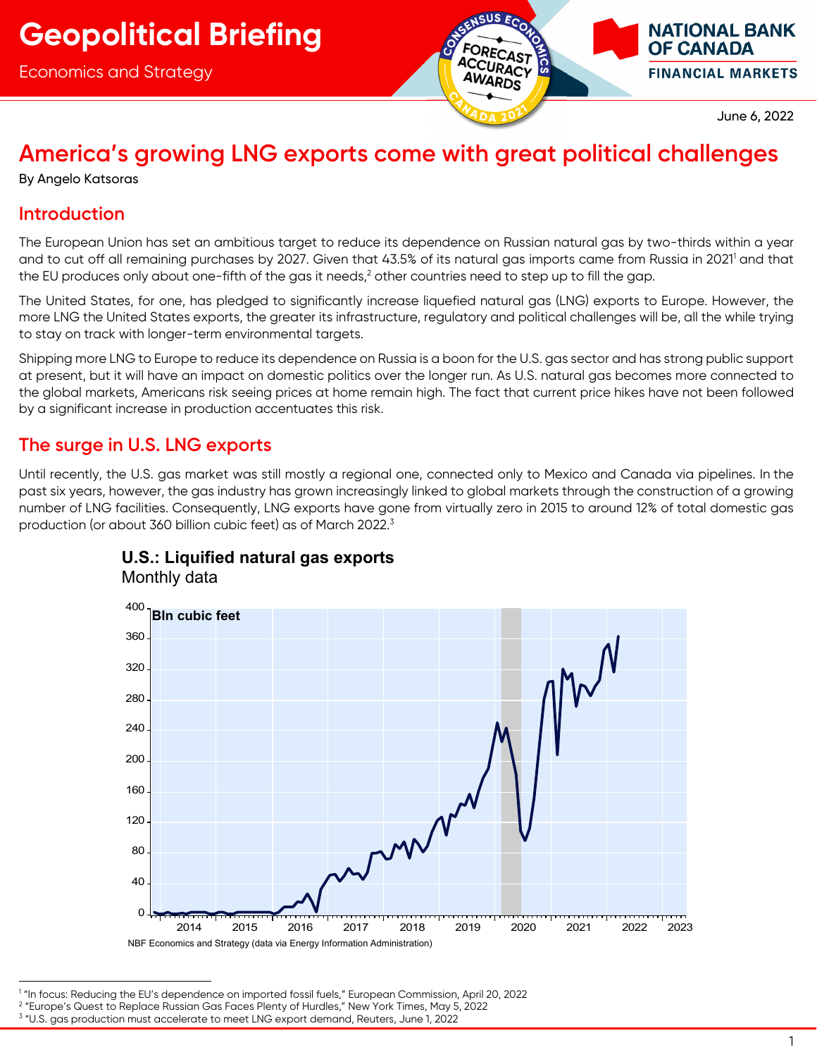# Geopolitical Briefing

Economics and Strategy

June 6, 2022

## America's growing LNG exports come with great political challenges

By Angelo Katsoras

### Introduction

The European Union has set an ambitious target to reduce its dependence on Russian natural gas by two-thirds within a year and to cut off all remaining purchases by 2027. Given that 43.5% of its natural gas imports came from Russia in 2021[1] and that the EU produces only about one-fifth of the gas it needs,[2] other countries need to step up to fill the gap.

The United States, for one, has pledged to significantly increase liquefied natural gas (LNG) exports to Europe. However, the more LNG the United States exports, the greater its infrastructure, regulatory and political challenges will be, all the while trying to stay on track with longer-term environmental targets.

Shipping more LNG to Europe to reduce its dependence on Russia is a boon for the U.S. gas sector and has strong public support at present, but it will have an impact on domestic politics over the longer run. As U.S. natural gas becomes more connected to the global markets, Americans risk seeing prices at home remain high. The fact that current price hikes have not been followed by a significant increase in production accentuates this risk.

### The surge in U.S. LNG exports

Until recently, the U.S. gas market was still mostly a regional one, connected only to Mexico and Canada via pipelines. In the past six years, however, the gas industry has grown increasingly linked to global markets through the construction of a growing number of LNG facilities. Consequently, LNG exports have gone from virtually zero in 2015 to around 12% of total domestic gas production (or about 360 billion cubic feet) as of March 2022.[3]

**U.S.: Liquified natural gas exports**
Monthly data

NBF Economics and Strategy (data via Energy Information Administration)

---

[1] "In focus: Reducing the EU's dependence on imported fossil fuels," European Commission, April 20, 2022

[2] "Europe's Quest to Replace Russian Gas Faces Plenty of Hurdles," New York Times, May 5, 2022

[3] "U.S. gas production must accelerate to meet LNG export demand, Reuters, June 1, 2022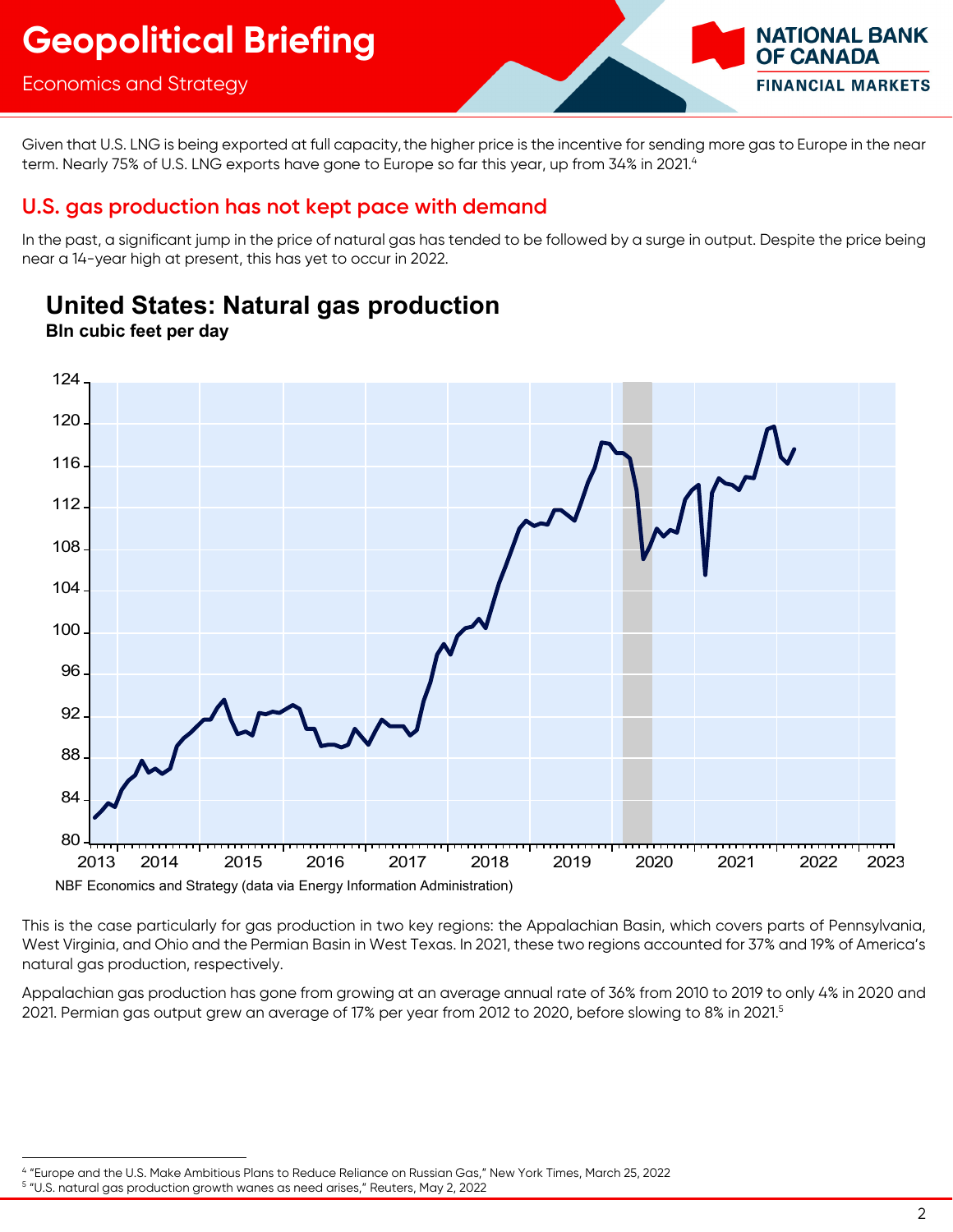Given that U.S. LNG is being exported at full capacity, the higher price is the incentive for sending more gas to Europe in the near term. Nearly 75% of U.S. LNG exports have gone to Europe so far this year, up from 34% in 2021.[4]

## U.S. gas production has not kept pace with demand

In the past, a significant jump in the price of natural gas has tended to be followed by a surge in output. Despite the price being near a 14-year high at present, this has yet to occur in 2022.

**United States: Natural gas production**
**Bln cubic feet per day**

NBF Economics and Strategy (data via Energy Information Administration)

This is the case particularly for gas production in two key regions: the Appalachian Basin, which covers parts of Pennsylvania, West Virginia, and Ohio and the Permian Basin in West Texas. In 2021, these two regions accounted for 37% and 19% of America's natural gas production, respectively.

Appalachian gas production has gone from growing at an average annual rate of 36% from 2010 to 2019 to only 4% in 2020 and 2021. Permian gas output grew an average of 17% per year from 2012 to 2020, before slowing to 8% in 2021.[5]

---

[4] "Europe and the U.S. Make Ambitious Plans to Reduce Reliance on Russian Gas," New York Times, March 25, 2022

[5] "U.S. natural gas production growth wanes as need arises," Reuters, May 2, 2022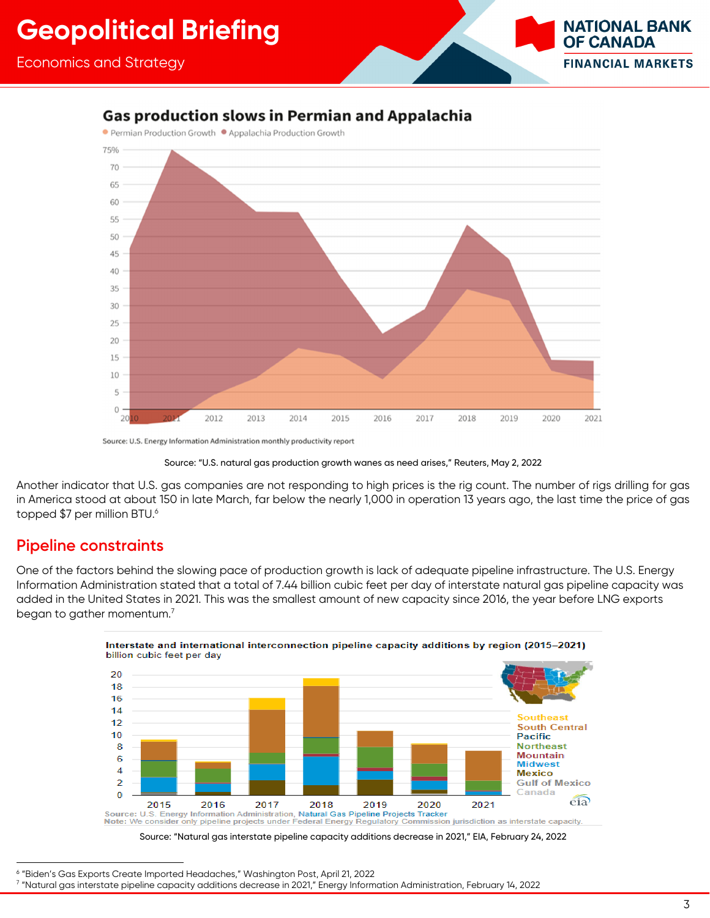**Gas production slows in Permian and Appalachia**

Permian Production Growth ● Appalachia Production Growth

Source: U.S. Energy Information Administration monthly productivity report

Source: "U.S. natural gas production growth wanes as need arises," Reuters, May 2, 2022

Another indicator that U.S. gas companies are not responding to high prices is the rig count. The number of rigs drilling for gas in America stood at about 150 in late March, far below the nearly 1,000 in operation 13 years ago, the last time the price of gas topped $7 per million BTU.[6]

## Pipeline constraints

One of the factors behind the slowing pace of production growth is lack of adequate pipeline infrastructure. The U.S. Energy Information Administration stated that a total of 7.44 billion cubic feet per day of interstate natural gas pipeline capacity was added in the United States in 2021. This was the smallest amount of new capacity since 2016, the year before LNG exports began to gather momentum.[7]

**Interstate and international interconnection pipeline capacity additions by region (2015–2021)**
billion cubic feet per day

Source: U.S. Energy Information Administration, Natural Gas Pipeline Projects Tracker
Note: We consider only pipeline projects under Federal Energy Regulatory Commission jurisdiction as interstate capacity.

Source: "Natural gas interstate pipeline capacity additions decrease in 2021," EIA, February 24, 2022

---

[6] "Biden's Gas Exports Create Imported Headaches," Washington Post, April 21, 2022
[7] "Natural gas interstate pipeline capacity additions decrease in 2021," Energy Information Administration, February 14, 2022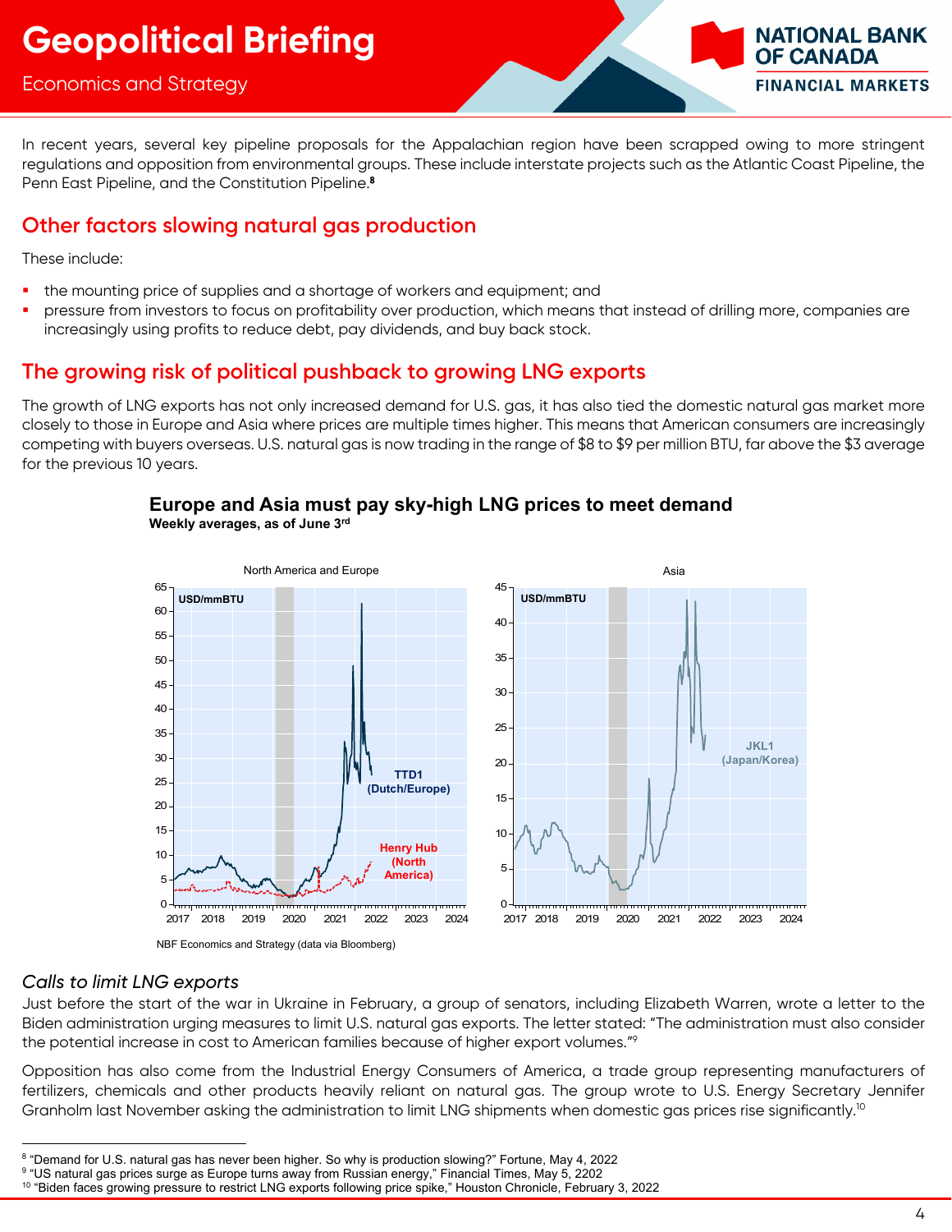In recent years, several key pipeline proposals for the Appalachian region have been scrapped owing to more stringent regulations and opposition from environmental groups. These include interstate projects such as the Atlantic Coast Pipeline, the Penn East Pipeline, and the Constitution Pipeline.[8]

## Other factors slowing natural gas production

These include:

- the mounting price of supplies and a shortage of workers and equipment; and
- pressure from investors to focus on profitability over production, which means that instead of drilling more, companies are increasingly using profits to reduce debt, pay dividends, and buy back stock.

## The growing risk of political pushback to growing LNG exports

The growth of LNG exports has not only increased demand for U.S. gas, it has also tied the domestic natural gas market more closely to those in Europe and Asia where prices are multiple times higher. This means that American consumers are increasingly competing with buyers overseas. U.S. natural gas is now trading in the range of $8 to $9 per million BTU, far above the $3 average for the previous 10 years.

**Europe and Asia must pay sky-high LNG prices to meet demand**
**Weekly averages, as of June 3rd**

NBF Economics and Strategy (data via Bloomberg)

### *Calls to limit LNG exports*

Just before the start of the war in Ukraine in February, a group of senators, including Elizabeth Warren, wrote a letter to the Biden administration urging measures to limit U.S. natural gas exports. The letter stated: "The administration must also consider the potential increase in cost to American families because of higher export volumes."[9]

Opposition has also come from the Industrial Energy Consumers of America, a trade group representing manufacturers of fertilizers, chemicals and other products heavily reliant on natural gas. The group wrote to U.S. Energy Secretary Jennifer Granholm last November asking the administration to limit LNG shipments when domestic gas prices rise significantly.[10]

---

[8] "Demand for U.S. natural gas has never been higher. So why is production slowing?" Fortune, May 4, 2022
[9] "US natural gas prices surge as Europe turns away from Russian energy," Financial Times, May 5, 2202
[10] "Biden faces growing pressure to restrict LNG exports following price spike," Houston Chronicle, February 3, 2022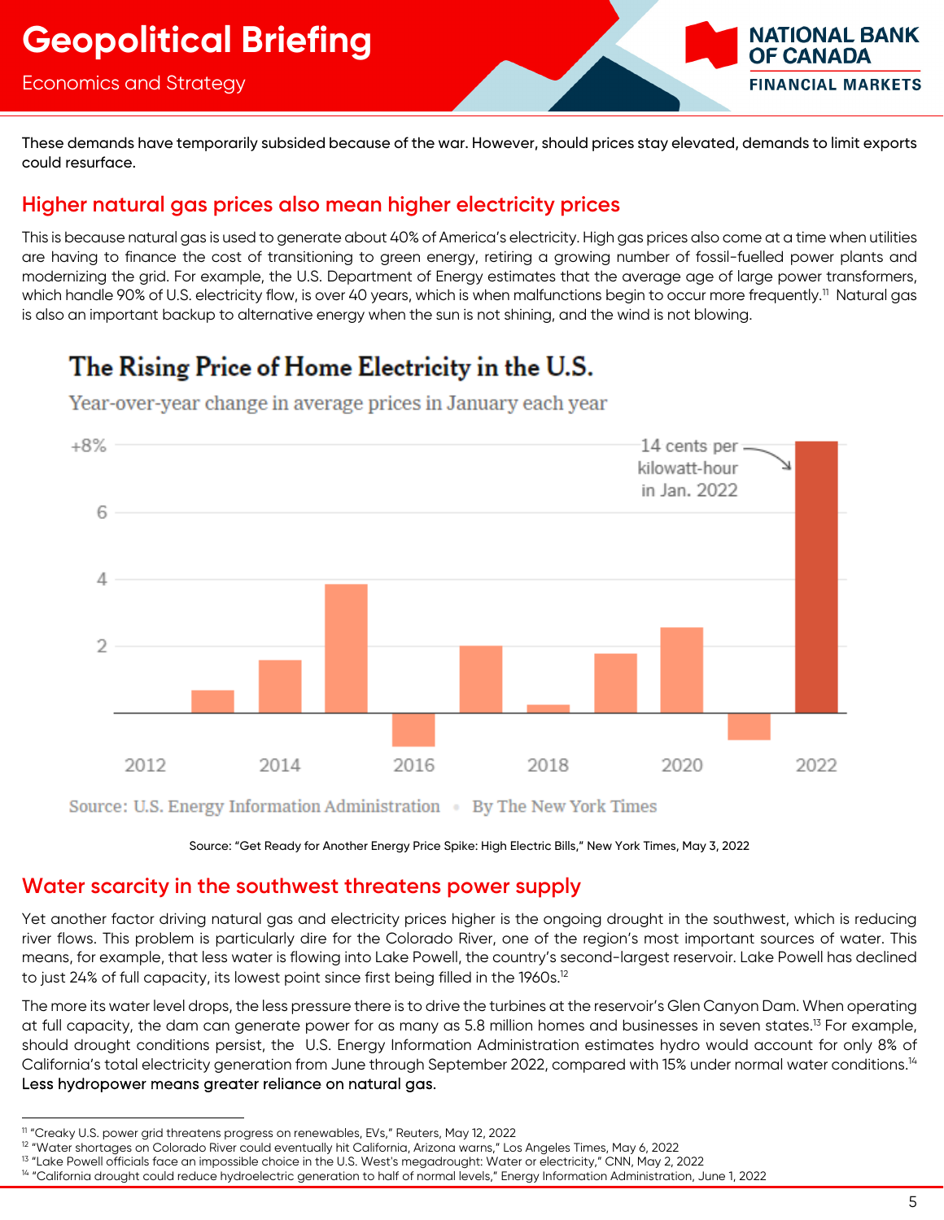These demands have temporarily subsided because of the war. However, should prices stay elevated, demands to limit exports could resurface.

## Higher natural gas prices also mean higher electricity prices

This is because natural gas is used to generate about 40% of America's electricity. High gas prices also come at a time when utilities are having to finance the cost of transitioning to green energy, retiring a growing number of fossil-fuelled power plants and modernizing the grid. For example, the U.S. Department of Energy estimates that the average age of large power transformers, which handle 90% of U.S. electricity flow, is over 40 years, which is when malfunctions begin to occur more frequently.[11] Natural gas is also an important backup to alternative energy when the sun is not shining, and the wind is not blowing.

**The Rising Price of Home Electricity in the U.S.**

Year-over-year change in average prices in January each year

14 cents per kilowatt-hour in Jan. 2022

Source: U.S. Energy Information Administration • By The New York Times

Source: "Get Ready for Another Energy Price Spike: High Electric Bills," New York Times, May 3, 2022

## Water scarcity in the southwest threatens power supply

Yet another factor driving natural gas and electricity prices higher is the ongoing drought in the southwest, which is reducing river flows. This problem is particularly dire for the Colorado River, one of the region's most important sources of water. This means, for example, that less water is flowing into Lake Powell, the country's second-largest reservoir. Lake Powell has declined to just 24% of full capacity, its lowest point since first being filled in the 1960s.[12]

The more its water level drops, the less pressure there is to drive the turbines at the reservoir's Glen Canyon Dam. When operating at full capacity, the dam can generate power for as many as 5.8 million homes and businesses in seven states.[13] For example, should drought conditions persist, the U.S. Energy Information Administration estimates hydro would account for only 8% of California's total electricity generation from June through September 2022, compared with 15% under normal water conditions.[14] **Less hydropower means greater reliance on natural gas.**

---

[11] "Creaky U.S. power grid threatens progress on renewables, EVs," Reuters, May 12, 2022
[12] "Water shortages on Colorado River could eventually hit California, Arizona warns," Los Angeles Times, May 6, 2022
[13] "Lake Powell officials face an impossible choice in the U.S. West's megadrought: Water or electricity," CNN, May 2, 2022
[14] "California drought could reduce hydroelectric generation to half of normal levels," Energy Information Administration, June 1, 2022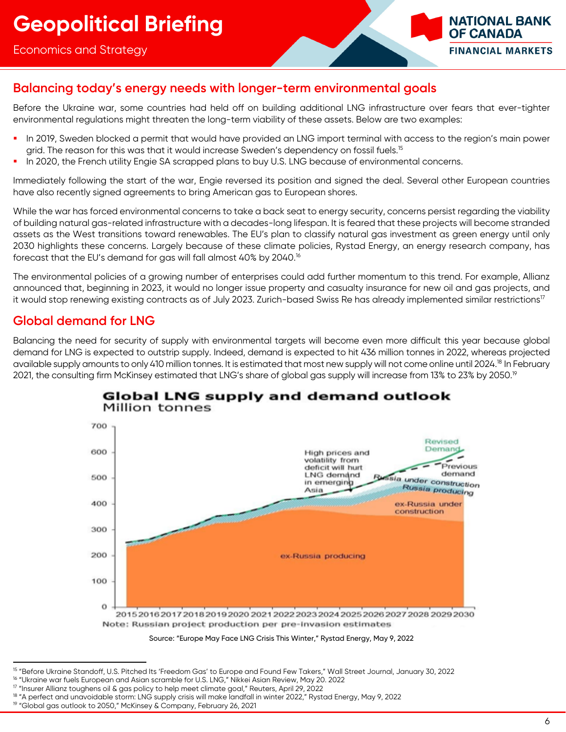## Balancing today's energy needs with longer-term environmental goals

Before the Ukraine war, some countries had held off on building additional LNG infrastructure over fears that ever-tighter environmental regulations might threaten the long-term viability of these assets. Below are two examples:

- In 2019, Sweden blocked a permit that would have provided an LNG import terminal with access to the region's main power grid. The reason for this was that it would increase Sweden's dependency on fossil fuels.[15]
- In 2020, the French utility Engie SA scrapped plans to buy U.S. LNG because of environmental concerns.

Immediately following the start of the war, Engie reversed its position and signed the deal. Several other European countries have also recently signed agreements to bring American gas to European shores.

While the war has forced environmental concerns to take a back seat to energy security, concerns persist regarding the viability of building natural gas-related infrastructure with a decades-long lifespan. It is feared that these projects will become stranded assets as the West transitions toward renewables. The EU's plan to classify natural gas investment as green energy until only 2030 highlights these concerns. Largely because of these climate policies, Rystad Energy, an energy research company, has forecast that the EU's demand for gas will fall almost 40% by 2040.[16]

The environmental policies of a growing number of enterprises could add further momentum to this trend. For example, Allianz announced that, beginning in 2023, it would no longer issue property and casualty insurance for new oil and gas projects, and it would stop renewing existing contracts as of July 2023. Zurich-based Swiss Re has already implemented similar restrictions[17]

## Global demand for LNG

Balancing the need for security of supply with environmental targets will become even more difficult this year because global demand for LNG is expected to outstrip supply. Indeed, demand is expected to hit 436 million tonnes in 2022, whereas projected available supply amounts to only 410 million tonnes. It is estimated that most new supply will not come online until 2024.[18] In February 2021, the consulting firm McKinsey estimated that LNG's share of global gas supply will increase from 13% to 23% by 2050.[19]

**Global LNG supply and demand outlook**
Million tonnes

Note: Russian project production per pre-invasion estimates

Source: "Europe May Face LNG Crisis This Winter," Rystad Energy, May 9, 2022

---

[15] "Before Ukraine Standoff, U.S. Pitched Its 'Freedom Gas' to Europe and Found Few Takers," Wall Street Journal, January 30, 2022
[16] "Ukraine war fuels European and Asian scramble for U.S. LNG," Nikkei Asian Review, May 20. 2022
[17] "Insurer Allianz toughens oil & gas policy to help meet climate goal," Reuters, April 29, 2022
[18] "A perfect and unavoidable storm: LNG supply crisis will make landfall in winter 2022," Rystad Energy, May 9, 2022
[19] "Global gas outlook to 2050," McKinsey & Company, February 26, 2021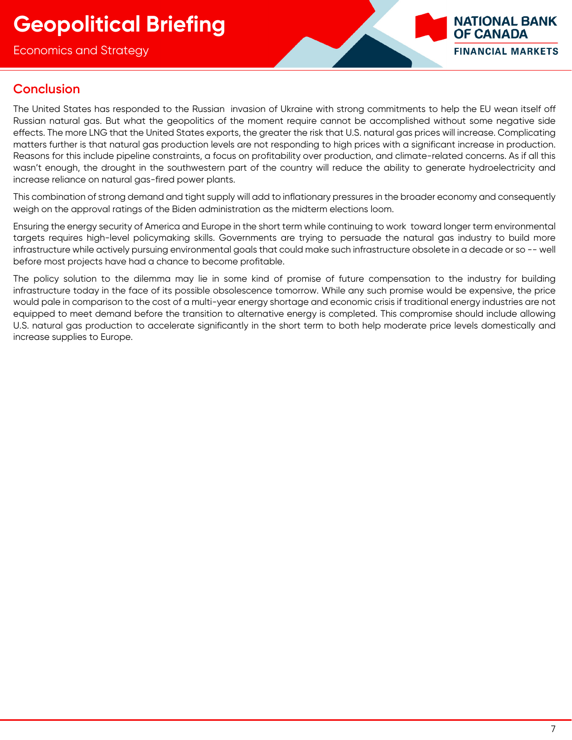## Conclusion

The United States has responded to the Russian invasion of Ukraine with strong commitments to help the EU wean itself off Russian natural gas. But what the geopolitics of the moment require cannot be accomplished without some negative side effects. The more LNG that the United States exports, the greater the risk that U.S. natural gas prices will increase. Complicating matters further is that natural gas production levels are not responding to high prices with a significant increase in production. Reasons for this include pipeline constraints, a focus on profitability over production, and climate-related concerns. As if all this wasn't enough, the drought in the southwestern part of the country will reduce the ability to generate hydroelectricity and increase reliance on natural gas-fired power plants.

This combination of strong demand and tight supply will add to inflationary pressures in the broader economy and consequently weigh on the approval ratings of the Biden administration as the midterm elections loom.

Ensuring the energy security of America and Europe in the short term while continuing to work toward longer term environmental targets requires high-level policymaking skills. Governments are trying to persuade the natural gas industry to build more infrastructure while actively pursuing environmental goals that could make such infrastructure obsolete in a decade or so -- well before most projects have had a chance to become profitable.

The policy solution to the dilemma may lie in some kind of promise of future compensation to the industry for building infrastructure today in the face of its possible obsolescence tomorrow. While any such promise would be expensive, the price would pale in comparison to the cost of a multi-year energy shortage and economic crisis if traditional energy industries are not equipped to meet demand before the transition to alternative energy is completed. This compromise should include allowing U.S. natural gas production to accelerate significantly in the short term to both help moderate price levels domestically and increase supplies to Europe.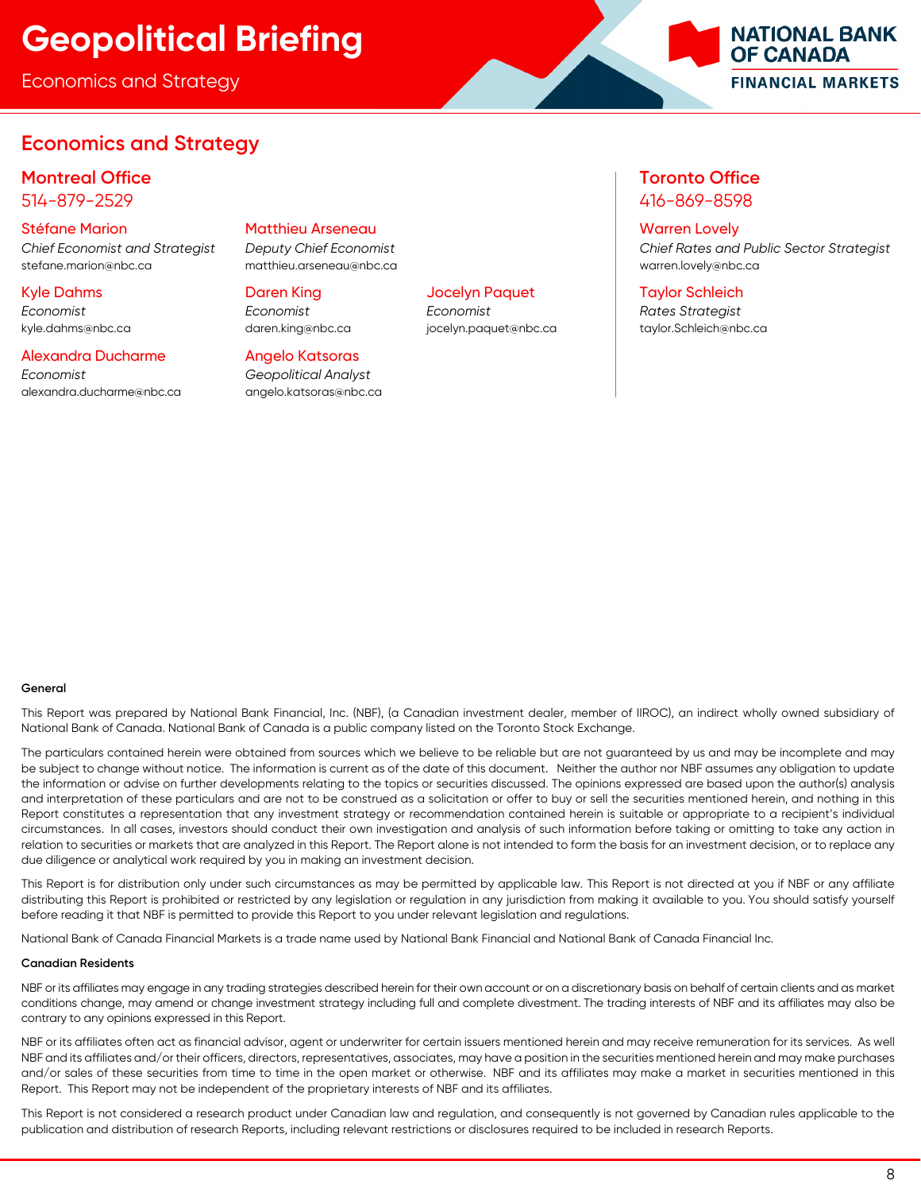## Economics and Strategy

### Montreal Office
514-879-2529

**Stéfane Marion**
*Chief Economist and Strategist*
stefane.marion@nbc.ca

**Matthieu Arseneau**
*Deputy Chief Economist*
matthieu.arseneau@nbc.ca

**Kyle Dahms**
*Economist*
kyle.dahms@nbc.ca

**Daren King**
*Economist*
daren.king@nbc.ca

**Jocelyn Paquet**
*Economist*
jocelyn.paquet@nbc.ca

**Alexandra Ducharme**
*Economist*
alexandra.ducharme@nbc.ca

**Angelo Katsoras**
*Geopolitical Analyst*
angelo.katsoras@nbc.ca

### Toronto Office
416-869-8598

**Warren Lovely**
*Chief Rates and Public Sector Strategist*
warren.lovely@nbc.ca

**Taylor Schleich**
*Rates Strategist*
taylor.Schleich@nbc.ca

**General**

This Report was prepared by National Bank Financial, Inc. (NBF), (a Canadian investment dealer, member of IIROC), an indirect wholly owned subsidiary of National Bank of Canada. National Bank of Canada is a public company listed on the Toronto Stock Exchange.

The particulars contained herein were obtained from sources which we believe to be reliable but are not guaranteed by us and may be incomplete and may be subject to change without notice. The information is current as of the date of this document. Neither the author nor NBF assumes any obligation to update the information or advise on further developments relating to the topics or securities discussed. The opinions expressed are based upon the author(s) analysis and interpretation of these particulars and are not to be construed as a solicitation or offer to buy or sell the securities mentioned herein, and nothing in this Report constitutes a representation that any investment strategy or recommendation contained herein is suitable or appropriate to a recipient's individual circumstances. In all cases, investors should conduct their own investigation and analysis of such information before taking or omitting to take any action in relation to securities or markets that are analyzed in this Report. The Report alone is not intended to form the basis for an investment decision, or to replace any due diligence or analytical work required by you in making an investment decision.

This Report is for distribution only under such circumstances as may be permitted by applicable law. This Report is not directed at you if NBF or any affiliate distributing this Report is prohibited or restricted by any legislation or regulation in any jurisdiction from making it available to you. You should satisfy yourself before reading it that NBF is permitted to provide this Report to you under relevant legislation and regulations.

National Bank of Canada Financial Markets is a trade name used by National Bank Financial and National Bank of Canada Financial Inc.

**Canadian Residents**

NBF or its affiliates may engage in any trading strategies described herein for their own account or on a discretionary basis on behalf of certain clients and as market conditions change, may amend or change investment strategy including full and complete divestment. The trading interests of NBF and its affiliates may also be contrary to any opinions expressed in this Report.

NBF or its affiliates often act as financial advisor, agent or underwriter for certain issuers mentioned herein and may receive remuneration for its services. As well NBF and its affiliates and/or their officers, directors, representatives, associates, may have a position in the securities mentioned herein and may make purchases and/or sales of these securities from time to time in the open market or otherwise. NBF and its affiliates may make a market in securities mentioned in this Report. This Report may not be independent of the proprietary interests of NBF and its affiliates.

This Report is not considered a research product under Canadian law and regulation, and consequently is not governed by Canadian rules applicable to the publication and distribution of research Reports, including relevant restrictions or disclosures required to be included in research Reports.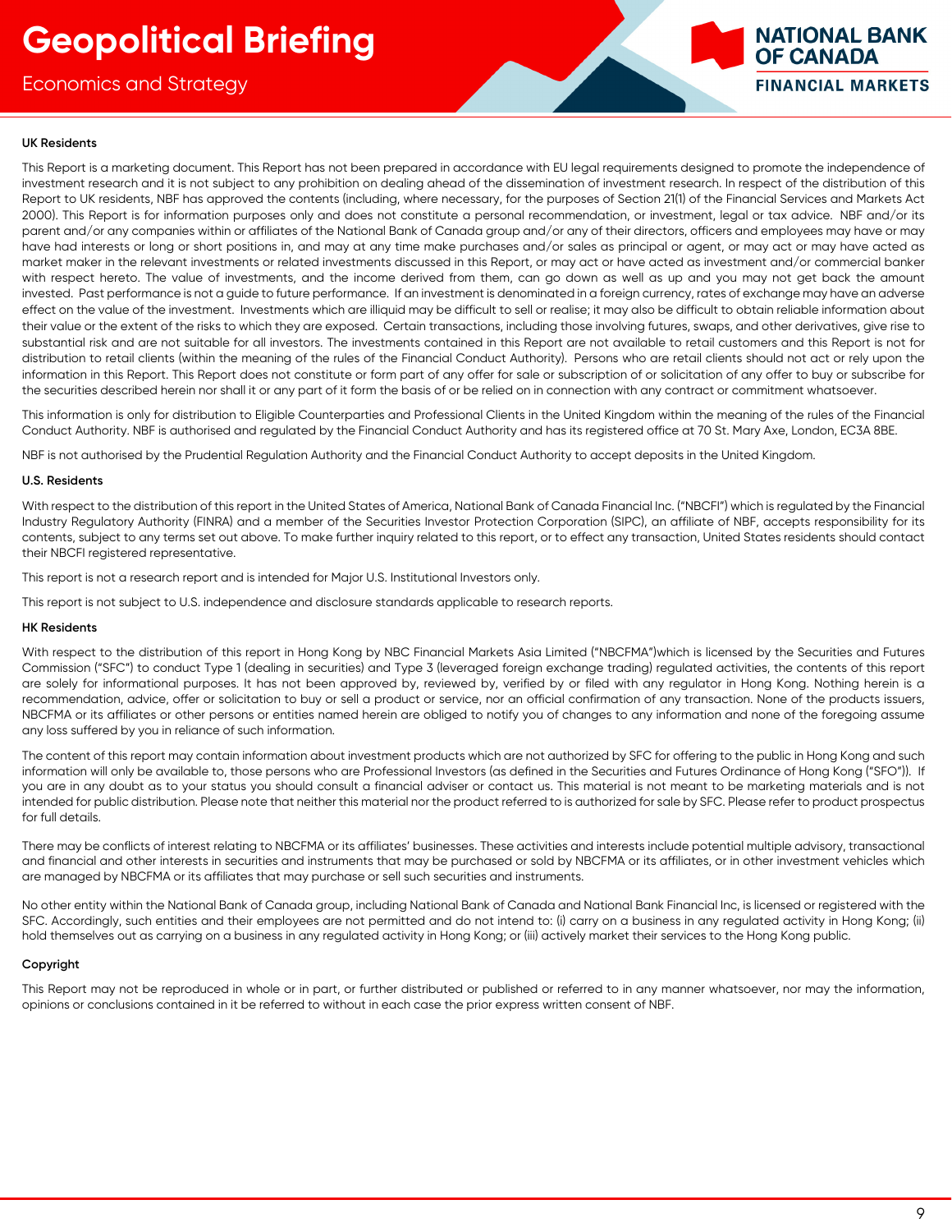**UK Residents**

This Report is a marketing document. This Report has not been prepared in accordance with EU legal requirements designed to promote the independence of investment research and it is not subject to any prohibition on dealing ahead of the dissemination of investment research. In respect of the distribution of this Report to UK residents, NBF has approved the contents (including, where necessary, for the purposes of Section 21(1) of the Financial Services and Markets Act 2000). This Report is for information purposes only and does not constitute a personal recommendation, or investment, legal or tax advice. NBF and/or its parent and/or any companies within or affiliates of the National Bank of Canada group and/or any of their directors, officers and employees may have or may have had interests or long or short positions in, and may at any time make purchases and/or sales as principal or agent, or may act or may have acted as market maker in the relevant investments or related investments discussed in this Report, or may act or have acted as investment and/or commercial banker with respect hereto. The value of investments, and the income derived from them, can go down as well as up and you may not get back the amount invested. Past performance is not a guide to future performance. If an investment is denominated in a foreign currency, rates of exchange may have an adverse effect on the value of the investment. Investments which are illiquid may be difficult to sell or realise; it may also be difficult to obtain reliable information about their value or the extent of the risks to which they are exposed. Certain transactions, including those involving futures, swaps, and other derivatives, give rise to substantial risk and are not suitable for all investors. The investments contained in this Report are not available to retail customers and this Report is not for distribution to retail clients (within the meaning of the rules of the Financial Conduct Authority). Persons who are retail clients should not act or rely upon the information in this Report. This Report does not constitute or form part of any offer for sale or subscription of or solicitation of any offer to buy or subscribe for the securities described herein nor shall it or any part of it form the basis of or be relied on in connection with any contract or commitment whatsoever.

This information is only for distribution to Eligible Counterparties and Professional Clients in the United Kingdom within the meaning of the rules of the Financial Conduct Authority. NBF is authorised and regulated by the Financial Conduct Authority and has its registered office at 70 St. Mary Axe, London, EC3A 8BE.

NBF is not authorised by the Prudential Regulation Authority and the Financial Conduct Authority to accept deposits in the United Kingdom.

**U.S. Residents**

With respect to the distribution of this report in the United States of America, National Bank of Canada Financial Inc. ("NBCFI") which is regulated by the Financial Industry Regulatory Authority (FINRA) and a member of the Securities Investor Protection Corporation (SIPC), an affiliate of NBF, accepts responsibility for its contents, subject to any terms set out above. To make further inquiry related to this report, or to effect any transaction, United States residents should contact their NBCFI registered representative.

This report is not a research report and is intended for Major U.S. Institutional Investors only.

This report is not subject to U.S. independence and disclosure standards applicable to research reports.

**HK Residents**

With respect to the distribution of this report in Hong Kong by NBC Financial Markets Asia Limited ("NBCFMA")which is licensed by the Securities and Futures Commission ("SFC") to conduct Type 1 (dealing in securities) and Type 3 (leveraged foreign exchange trading) regulated activities, the contents of this report are solely for informational purposes. It has not been approved by, reviewed by, verified by or filed with any regulator in Hong Kong. Nothing herein is a recommendation, advice, offer or solicitation to buy or sell a product or service, nor an official confirmation of any transaction. None of the products issuers, NBCFMA or its affiliates or other persons or entities named herein are obliged to notify you of changes to any information and none of the foregoing assume any loss suffered by you in reliance of such information.

The content of this report may contain information about investment products which are not authorized by SFC for offering to the public in Hong Kong and such information will only be available to, those persons who are Professional Investors (as defined in the Securities and Futures Ordinance of Hong Kong ("SFO")). If you are in any doubt as to your status you should consult a financial adviser or contact us. This material is not meant to be marketing materials and is not intended for public distribution. Please note that neither this material nor the product referred to is authorized for sale by SFC. Please refer to product prospectus for full details.

There may be conflicts of interest relating to NBCFMA or its affiliates' businesses. These activities and interests include potential multiple advisory, transactional and financial and other interests in securities and instruments that may be purchased or sold by NBCFMA or its affiliates, or in other investment vehicles which are managed by NBCFMA or its affiliates that may purchase or sell such securities and instruments.

No other entity within the National Bank of Canada group, including National Bank of Canada and National Bank Financial Inc, is licensed or registered with the SFC. Accordingly, such entities and their employees are not permitted and do not intend to: (i) carry on a business in any regulated activity in Hong Kong; (ii) hold themselves out as carrying on a business in any regulated activity in Hong Kong; or (iii) actively market their services to the Hong Kong public.

**Copyright**

This Report may not be reproduced in whole or in part, or further distributed or published or referred to in any manner whatsoever, nor may the information, opinions or conclusions contained in it be referred to without in each case the prior express written consent of NBF.